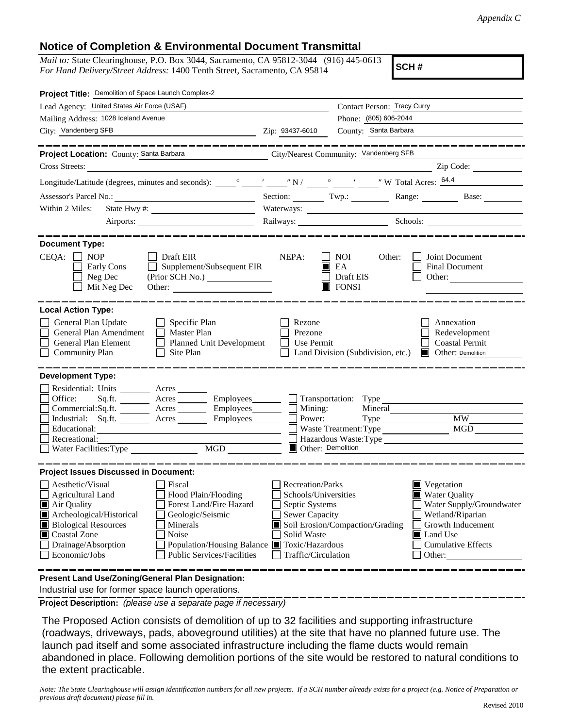*Appendix C*

## Notice of Completion & Environmental Document Transmittal

*Mail to:* State Clearinghouse, P.O. Box 3044, Sacramento, CA 95812-3044 (916) 445-0613
*For Hand Delivery/Street Address:* 1400 Tenth Street, Sacramento, CA 95814

**SCH #**

**Project Title:** Demolition of Space Launch Complex-2

Lead Agency: United States Air Force (USAF)
Contact Person: Tracy Curry
Mailing Address: 1028 Iceland Avenue
Phone: (805) 606-2044
City: Vandenberg SFB Zip: 93437-6010 County: Santa Barbara

---

**Project Location:** County: Santa Barbara City/Nearest Community: Vandenberg SFB
Cross Streets: Zip Code:
Longitude/Latitude (degrees, minutes and seconds): ___° ___′ ___″ N / ___° ___′ ___″ W Total Acres: 64.4
Assessor's Parcel No.: Section: Twp.: Range: Base:
Within 2 Miles: State Hwy #: Waterways:
Airports: Railways: Schools:

---

**Document Type:**

CEQA: ☐ NOP ☐ Early Cons ☐ Neg Dec ☐ Mit Neg Dec ☐ Draft EIR ☐ Supplement/Subsequent EIR (Prior SCH No.) Other:

NEPA: ☐ NOI ☒ EA ☐ Draft EIS ☒ FONSI

Other: ☐ Joint Document ☐ Final Document ☐ Other:

---

**Local Action Type:**

☐ General Plan Update ☐ General Plan Amendment ☐ General Plan Element ☐ Community Plan ☐ Specific Plan ☐ Master Plan ☐ Planned Unit Development ☐ Site Plan ☐ Rezone ☐ Prezone ☐ Use Permit ☐ Land Division (Subdivision, etc.) ☐ Annexation ☐ Redevelopment ☐ Coastal Permit ☒ Other: Demolition

---

**Development Type:**

☐ Residential: Units ___ Acres ___
☐ Office: Sq.ft. ___ Acres ___ Employees ___
☐ Commercial: Sq.ft. ___ Acres ___ Employees ___
☐ Industrial: Sq.ft. ___ Acres ___ Employees ___
☐ Educational:
☐ Recreational:
☐ Water Facilities: Type ___ MGD ___
☐ Transportation: Type
☐ Mining: Mineral
☐ Power: Type ___ MW
☐ Waste Treatment: Type ___ MGD
☐ Hazardous Waste: Type
☒ Other: Demolition

---

**Project Issues Discussed in Document:**

☐ Aesthetic/Visual ☐ Agricultural Land ☒ Air Quality ☒ Archeological/Historical ☒ Biological Resources ☒ Coastal Zone ☐ Drainage/Absorption ☐ Economic/Jobs ☐ Fiscal ☐ Flood Plain/Flooding ☐ Forest Land/Fire Hazard ☐ Geologic/Seismic ☐ Minerals ☐ Noise ☐ Population/Housing Balance ☐ Public Services/Facilities ☐ Recreation/Parks ☐ Schools/Universities ☐ Septic Systems ☐ Sewer Capacity ☒ Soil Erosion/Compaction/Grading ☐ Solid Waste ☒ Toxic/Hazardous ☐ Traffic/Circulation ☒ Vegetation ☒ Water Quality ☐ Water Supply/Groundwater ☐ Wetland/Riparian ☐ Growth Inducement ☒ Land Use ☐ Cumulative Effects ☐ Other:

---

**Present Land Use/Zoning/General Plan Designation:**

Industrial use for former space launch operations.

**Project Description:** *(please use a separate page if necessary)*

The Proposed Action consists of demolition of up to 32 facilities and supporting infrastructure (roadways, driveways, pads, aboveground utilities) at the site that have no planned future use. The launch pad itself and some associated infrastructure including the flame ducts would remain abandoned in place. Following demolition portions of the site would be restored to natural conditions to the extent practicable.

*Note: The State Clearinghouse will assign identification numbers for all new projects. If a SCH number already exists for a project (e.g. Notice of Preparation or previous draft document) please fill in.*

Revised 2010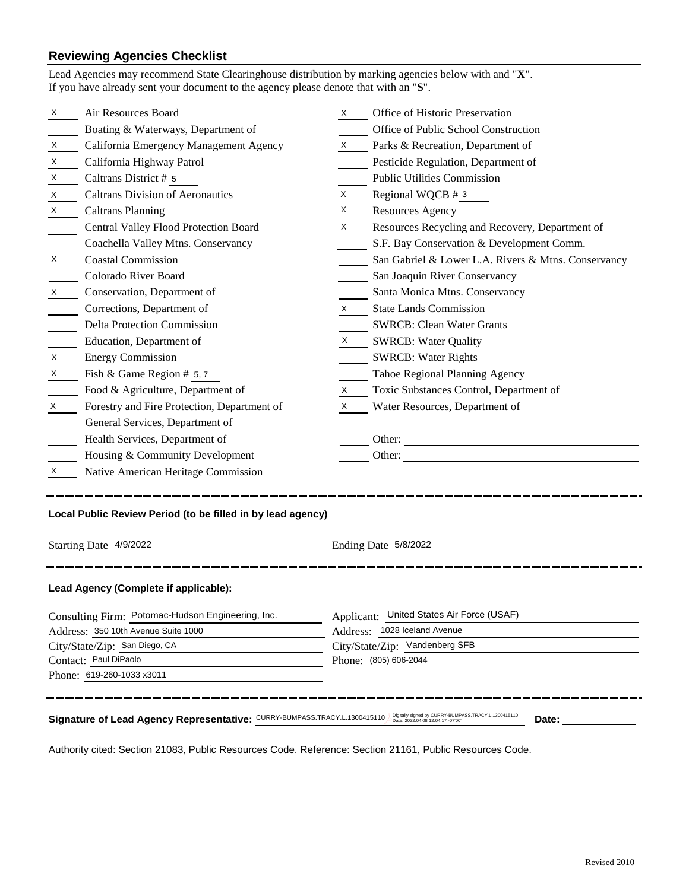## Reviewing Agencies Checklist

Lead Agencies may recommend State Clearinghouse distribution by marking agencies below with and "**X**".
If you have already sent your document to the agency please denote that with an "**S**".

| | | | |
|---|---|---|---|
| X | Air Resources Board | X | Office of Historic Preservation |
| | Boating & Waterways, Department of | | Office of Public School Construction |
| X | California Emergency Management Agency | X | Parks & Recreation, Department of |
| X | California Highway Patrol | | Pesticide Regulation, Department of |
| X | Caltrans District # 5 | | Public Utilities Commission |
| X | Caltrans Division of Aeronautics | X | Regional WQCB # 3 |
| X | Caltrans Planning | X | Resources Agency |
| | Central Valley Flood Protection Board | X | Resources Recycling and Recovery, Department of |
| | Coachella Valley Mtns. Conservancy | | S.F. Bay Conservation & Development Comm. |
| X | Coastal Commission | | San Gabriel & Lower L.A. Rivers & Mtns. Conservancy |
| | Colorado River Board | | San Joaquin River Conservancy |
| X | Conservation, Department of | | Santa Monica Mtns. Conservancy |
| | Corrections, Department of | X | State Lands Commission |
| | Delta Protection Commission | | SWRCB: Clean Water Grants |
| | Education, Department of | X | SWRCB: Water Quality |
| X | Energy Commission | | SWRCB: Water Rights |
| X | Fish & Game Region # 5, 7 | | Tahoe Regional Planning Agency |
| | Food & Agriculture, Department of | X | Toxic Substances Control, Department of |
| X | Forestry and Fire Protection, Department of | X | Water Resources, Department of |
| | General Services, Department of | | |
| | Health Services, Department of | | Other: |
| | Housing & Community Development | | Other: |
| X | Native American Heritage Commission | | |

---

### Local Public Review Period (to be filled in by lead agency)

Starting Date 4/9/2022

Ending Date 5/8/2022

---

### Lead Agency (Complete if applicable):

Consulting Firm: Potomac-Hudson Engineering, Inc.
Address: 350 10th Avenue Suite 1000
City/State/Zip: San Diego, CA
Contact: Paul DiPaolo
Phone: 619-260-1033 x3011

Applicant: United States Air Force (USAF)
Address: 1028 Iceland Avenue
City/State/Zip: Vandenberg SFB
Phone: (805) 606-2044

---

**Signature of Lead Agency Representative:** CURRY-BUMPASS.TRACY.L.1300415110 Digitally signed by CURRY-BUMPASS.TRACY.L.1300415110 Date: 2022.04.08 12:04:17 -07'00' **Date:**

Authority cited: Section 21083, Public Resources Code. Reference: Section 21161, Public Resources Code.

Revised 2010